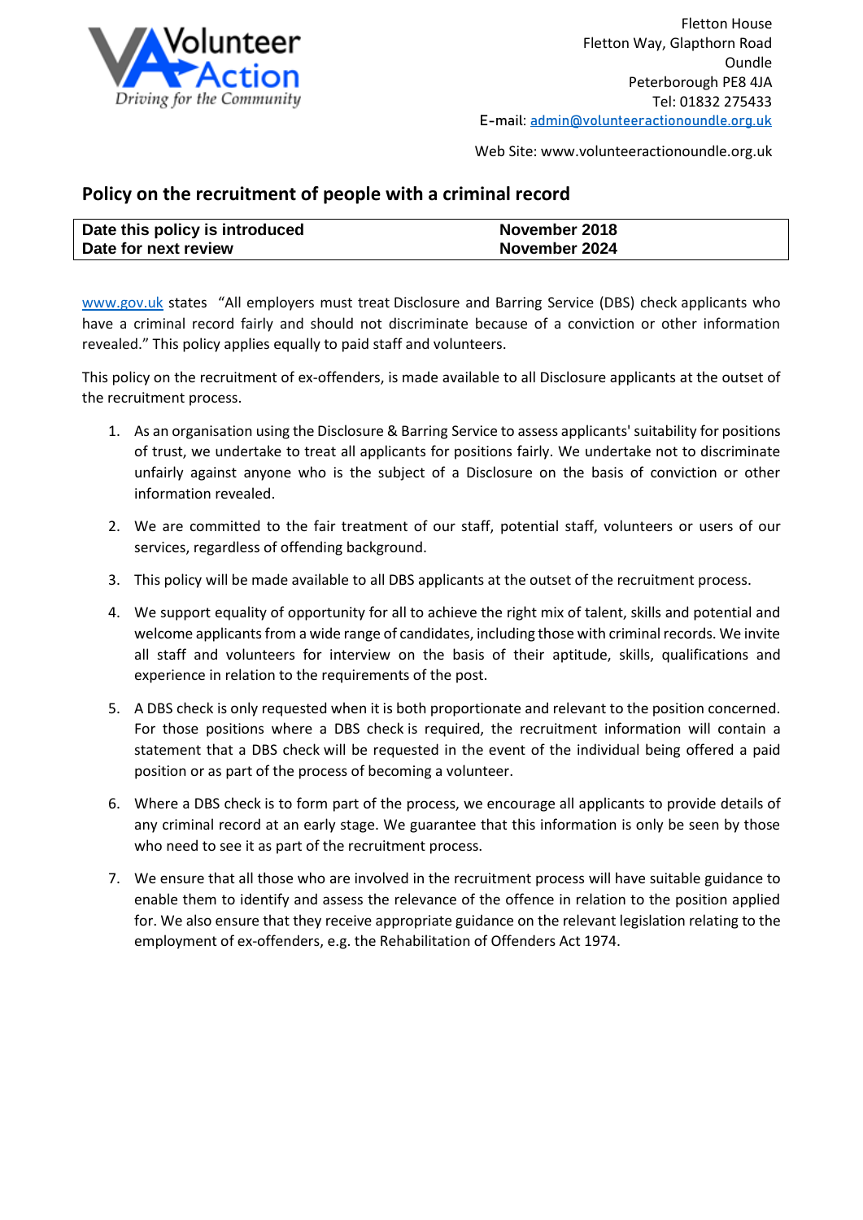Fletton House
Fletton Way, Glapthorn Road
Oundle
Peterborough PE8 4JA
Tel: 01832 275433
E-mail: admin@volunteeractionoundle.org.uk

Web Site: www.volunteeractionoundle.org.uk

## Policy on the recruitment of people with a criminal record

| **Date this policy is introduced** | **November 2018** |
|---|---|
| **Date for next review** | **November 2024** |

www.gov.uk states "All employers must treat Disclosure and Barring Service (DBS) check applicants who have a criminal record fairly and should not discriminate because of a conviction or other information revealed." This policy applies equally to paid staff and volunteers.

This policy on the recruitment of ex-offenders, is made available to all Disclosure applicants at the outset of the recruitment process.

1. As an organisation using the Disclosure & Barring Service to assess applicants' suitability for positions of trust, we undertake to treat all applicants for positions fairly. We undertake not to discriminate unfairly against anyone who is the subject of a Disclosure on the basis of conviction or other information revealed.
2. We are committed to the fair treatment of our staff, potential staff, volunteers or users of our services, regardless of offending background.
3. This policy will be made available to all DBS applicants at the outset of the recruitment process.
4. We support equality of opportunity for all to achieve the right mix of talent, skills and potential and welcome applicants from a wide range of candidates, including those with criminal records. We invite all staff and volunteers for interview on the basis of their aptitude, skills, qualifications and experience in relation to the requirements of the post.
5. A DBS check is only requested when it is both proportionate and relevant to the position concerned. For those positions where a DBS check is required, the recruitment information will contain a statement that a DBS check will be requested in the event of the individual being offered a paid position or as part of the process of becoming a volunteer.
6. Where a DBS check is to form part of the process, we encourage all applicants to provide details of any criminal record at an early stage. We guarantee that this information is only be seen by those who need to see it as part of the recruitment process.
7. We ensure that all those who are involved in the recruitment process will have suitable guidance to enable them to identify and assess the relevance of the offence in relation to the position applied for. We also ensure that they receive appropriate guidance on the relevant legislation relating to the employment of ex-offenders, e.g. the Rehabilitation of Offenders Act 1974.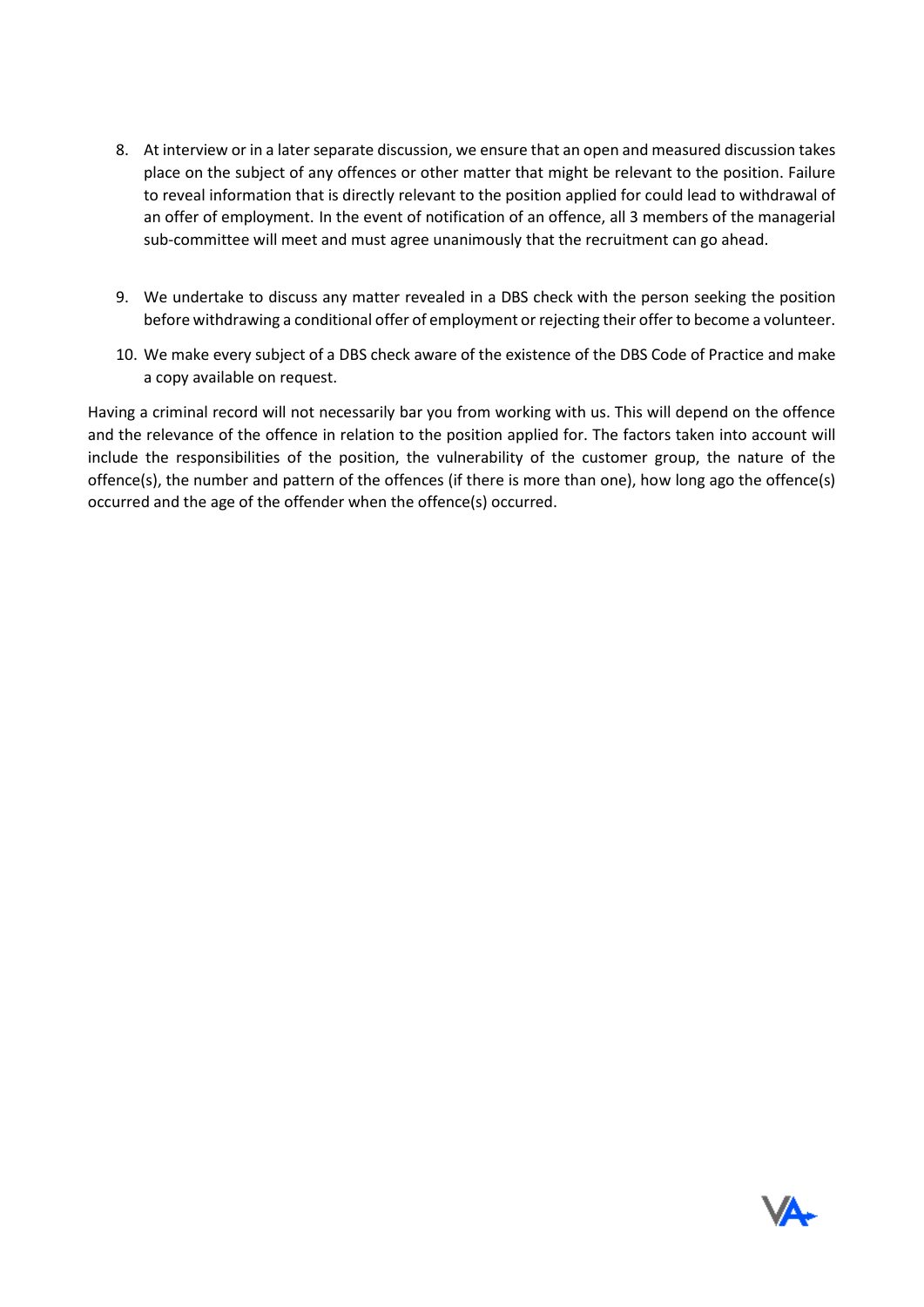8. At interview or in a later separate discussion, we ensure that an open and measured discussion takes place on the subject of any offences or other matter that might be relevant to the position. Failure to reveal information that is directly relevant to the position applied for could lead to withdrawal of an offer of employment. In the event of notification of an offence, all 3 members of the managerial sub-committee will meet and must agree unanimously that the recruitment can go ahead.

9. We undertake to discuss any matter revealed in a DBS check with the person seeking the position before withdrawing a conditional offer of employment or rejecting their offer to become a volunteer.

10. We make every subject of a DBS check aware of the existence of the DBS Code of Practice and make a copy available on request.

Having a criminal record will not necessarily bar you from working with us. This will depend on the offence and the relevance of the offence in relation to the position applied for. The factors taken into account will include the responsibilities of the position, the vulnerability of the customer group, the nature of the offence(s), the number and pattern of the offences (if there is more than one), how long ago the offence(s) occurred and the age of the offender when the offence(s) occurred.